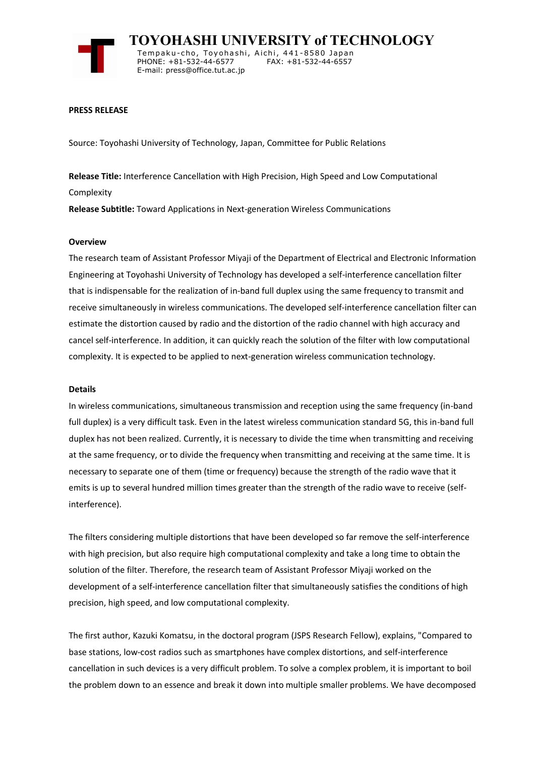# TOYOHASHI UNIVERSITY of TECHNOLOGY

Tempaku-cho, Toyohashi, Aichi, 441-8580 Japan
PHONE: +81-532-44-6577 FAX: +81-532-44-6557
E-mail: press@office.tut.ac.jp

**PRESS RELEASE**

Source: Toyohashi University of Technology, Japan, Committee for Public Relations

**Release Title:** Interference Cancellation with High Precision, High Speed and Low Computational Complexity

**Release Subtitle:** Toward Applications in Next-generation Wireless Communications

**Overview**

The research team of Assistant Professor Miyaji of the Department of Electrical and Electronic Information Engineering at Toyohashi University of Technology has developed a self-interference cancellation filter that is indispensable for the realization of in-band full duplex using the same frequency to transmit and receive simultaneously in wireless communications. The developed self-interference cancellation filter can estimate the distortion caused by radio and the distortion of the radio channel with high accuracy and cancel self-interference. In addition, it can quickly reach the solution of the filter with low computational complexity. It is expected to be applied to next-generation wireless communication technology.

**Details**

In wireless communications, simultaneous transmission and reception using the same frequency (in-band full duplex) is a very difficult task. Even in the latest wireless communication standard 5G, this in-band full duplex has not been realized. Currently, it is necessary to divide the time when transmitting and receiving at the same frequency, or to divide the frequency when transmitting and receiving at the same time. It is necessary to separate one of them (time or frequency) because the strength of the radio wave that it emits is up to several hundred million times greater than the strength of the radio wave to receive (self-interference).

The filters considering multiple distortions that have been developed so far remove the self-interference with high precision, but also require high computational complexity and take a long time to obtain the solution of the filter. Therefore, the research team of Assistant Professor Miyaji worked on the development of a self-interference cancellation filter that simultaneously satisfies the conditions of high precision, high speed, and low computational complexity.

The first author, Kazuki Komatsu, in the doctoral program (JSPS Research Fellow), explains, "Compared to base stations, low-cost radios such as smartphones have complex distortions, and self-interference cancellation in such devices is a very difficult problem. To solve a complex problem, it is important to boil the problem down to an essence and break it down into multiple smaller problems. We have decomposed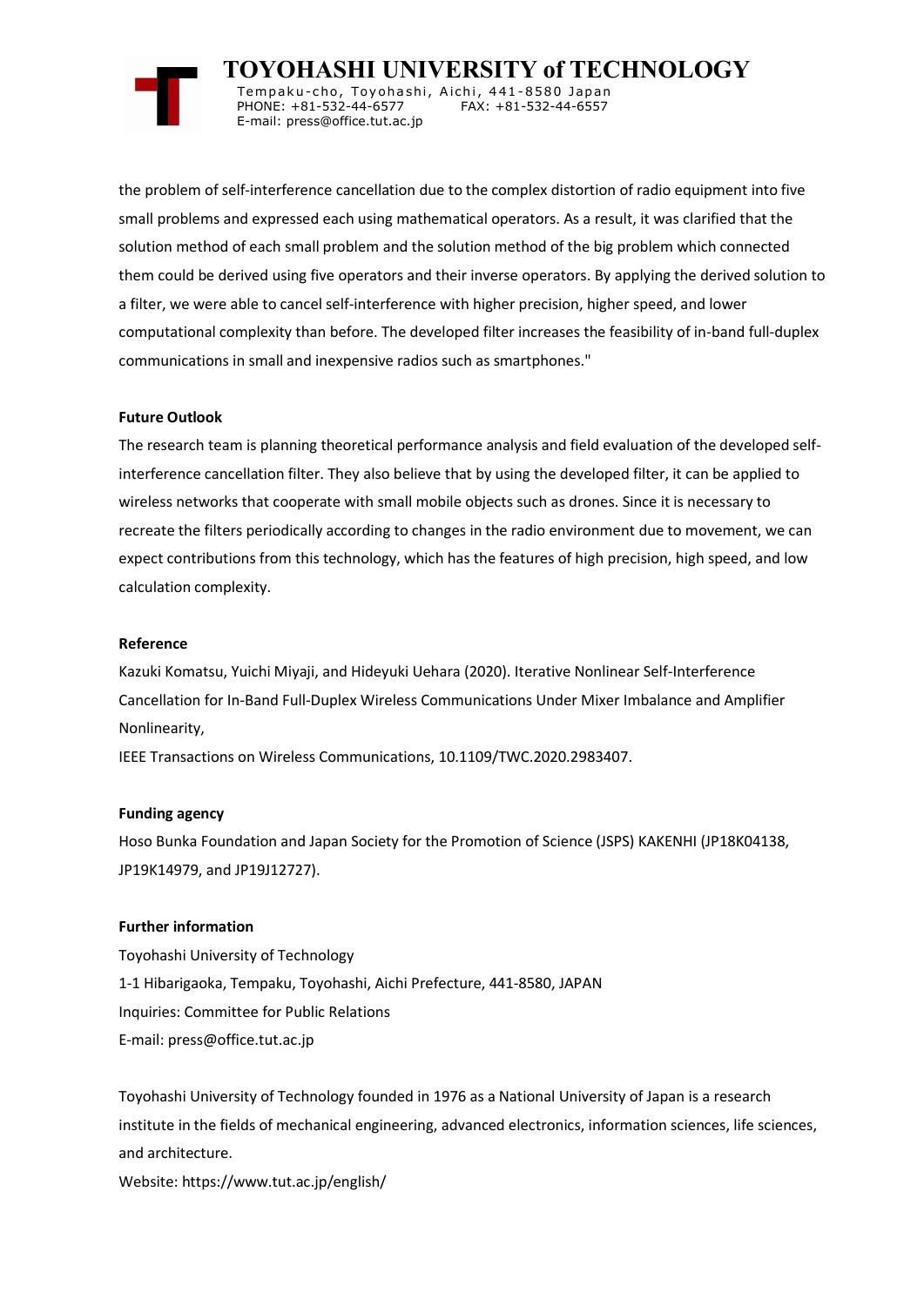the problem of self-interference cancellation due to the complex distortion of radio equipment into five small problems and expressed each using mathematical operators. As a result, it was clarified that the solution method of each small problem and the solution method of the big problem which connected them could be derived using five operators and their inverse operators. By applying the derived solution to a filter, we were able to cancel self-interference with higher precision, higher speed, and lower computational complexity than before. The developed filter increases the feasibility of in-band full-duplex communications in small and inexpensive radios such as smartphones."

**Future Outlook**

The research team is planning theoretical performance analysis and field evaluation of the developed self-interference cancellation filter. They also believe that by using the developed filter, it can be applied to wireless networks that cooperate with small mobile objects such as drones. Since it is necessary to recreate the filters periodically according to changes in the radio environment due to movement, we can expect contributions from this technology, which has the features of high precision, high speed, and low calculation complexity.

**Reference**

Kazuki Komatsu, Yuichi Miyaji, and Hideyuki Uehara (2020). Iterative Nonlinear Self-Interference Cancellation for In-Band Full-Duplex Wireless Communications Under Mixer Imbalance and Amplifier Nonlinearity,

IEEE Transactions on Wireless Communications, 10.1109/TWC.2020.2983407.

**Funding agency**

Hoso Bunka Foundation and Japan Society for the Promotion of Science (JSPS) KAKENHI (JP18K04138, JP19K14979, and JP19J12727).

**Further information**

Toyohashi University of Technology

1-1 Hibarigaoka, Tempaku, Toyohashi, Aichi Prefecture, 441-8580, JAPAN

Inquiries: Committee for Public Relations

E-mail: press@office.tut.ac.jp

Toyohashi University of Technology founded in 1976 as a National University of Japan is a research institute in the fields of mechanical engineering, advanced electronics, information sciences, life sciences, and architecture.

Website: https://www.tut.ac.jp/english/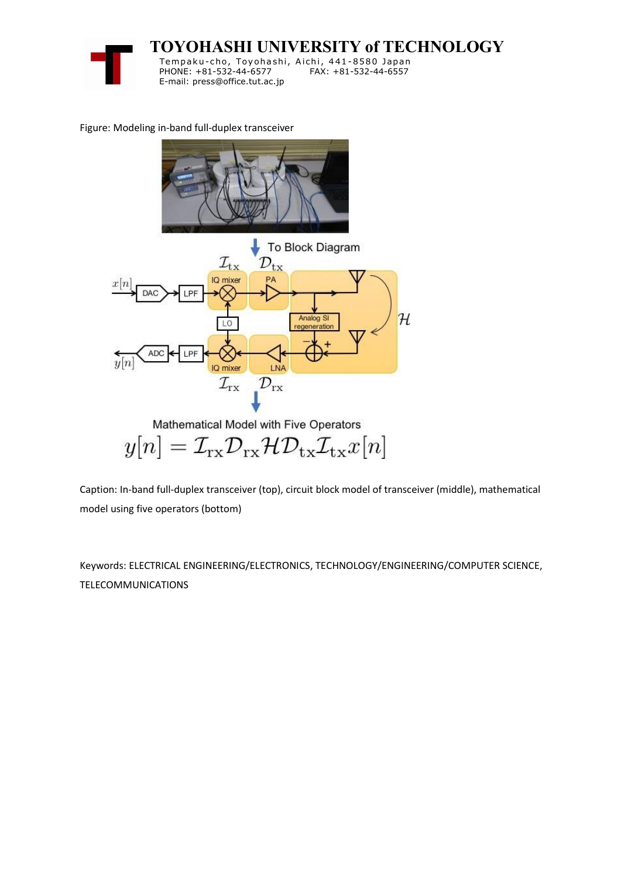Figure: Modeling in-band full-duplex transceiver

To Block Diagram

$\mathcal{I}_{\rm tx}$ $\mathcal{D}_{\rm tx}$

$x[n]$ DAC LPF IQ mixer PA

LO Analog SI regeneration $\mathcal{H}$

$y[n]$ ADC LPF IQ mixer LNA − +

$\mathcal{I}_{\rm rx}$ $\mathcal{D}_{\rm rx}$

Mathematical Model with Five Operators

$$y[n] = \mathcal{I}_{\rm rx}\mathcal{D}_{\rm rx}\mathcal{H}\mathcal{D}_{\rm tx}\mathcal{I}_{\rm tx}x[n]$$

Caption: In-band full-duplex transceiver (top), circuit block model of transceiver (middle), mathematical model using five operators (bottom)

Keywords: ELECTRICAL ENGINEERING/ELECTRONICS, TECHNOLOGY/ENGINEERING/COMPUTER SCIENCE, TELECOMMUNICATIONS